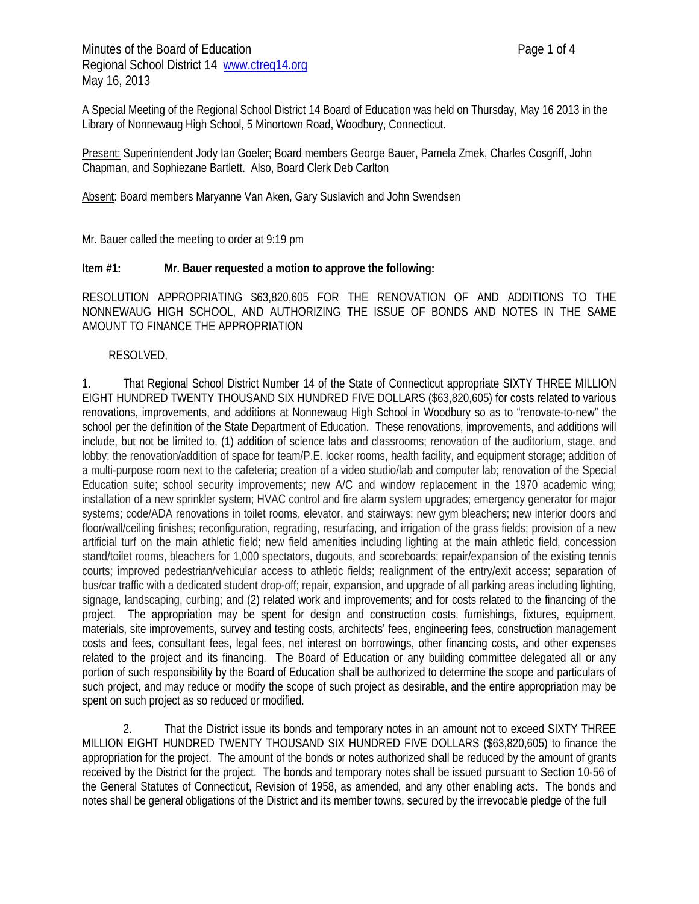Minutes of the Board of Education
Regional School District 14 www.ctreg14.org
May 16, 2013

A Special Meeting of the Regional School District 14 Board of Education was held on Thursday, May 16 2013 in the Library of Nonnewaug High School, 5 Minortown Road, Woodbury, Connecticut.

Present: Superintendent Jody Ian Goeler; Board members George Bauer, Pamela Zmek, Charles Cosgriff, John Chapman, and Sophiezane Bartlett. Also, Board Clerk Deb Carlton

Absent: Board members Maryanne Van Aken, Gary Suslavich and John Swendsen

Mr. Bauer called the meeting to order at 9:19 pm

**Item #1: Mr. Bauer requested a motion to approve the following:**

RESOLUTION APPROPRIATING $63,820,605 FOR THE RENOVATION OF AND ADDITIONS TO THE NONNEWAUG HIGH SCHOOL, AND AUTHORIZING THE ISSUE OF BONDS AND NOTES IN THE SAME AMOUNT TO FINANCE THE APPROPRIATION

RESOLVED,

1. That Regional School District Number 14 of the State of Connecticut appropriate SIXTY THREE MILLION EIGHT HUNDRED TWENTY THOUSAND SIX HUNDRED FIVE DOLLARS ($63,820,605) for costs related to various renovations, improvements, and additions at Nonnewaug High School in Woodbury so as to "renovate-to-new" the school per the definition of the State Department of Education. These renovations, improvements, and additions will include, but not be limited to, (1) addition of science labs and classrooms; renovation of the auditorium, stage, and lobby; the renovation/addition of space for team/P.E. locker rooms, health facility, and equipment storage; addition of a multi-purpose room next to the cafeteria; creation of a video studio/lab and computer lab; renovation of the Special Education suite; school security improvements; new A/C and window replacement in the 1970 academic wing; installation of a new sprinkler system; HVAC control and fire alarm system upgrades; emergency generator for major systems; code/ADA renovations in toilet rooms, elevator, and stairways; new gym bleachers; new interior doors and floor/wall/ceiling finishes; reconfiguration, regrading, resurfacing, and irrigation of the grass fields; provision of a new artificial turf on the main athletic field; new field amenities including lighting at the main athletic field, concession stand/toilet rooms, bleachers for 1,000 spectators, dugouts, and scoreboards; repair/expansion of the existing tennis courts; improved pedestrian/vehicular access to athletic fields; realignment of the entry/exit access; separation of bus/car traffic with a dedicated student drop-off; repair, expansion, and upgrade of all parking areas including lighting, signage, landscaping, curbing; and (2) related work and improvements; and for costs related to the financing of the project. The appropriation may be spent for design and construction costs, furnishings, fixtures, equipment, materials, site improvements, survey and testing costs, architects' fees, engineering fees, construction management costs and fees, consultant fees, legal fees, net interest on borrowings, other financing costs, and other expenses related to the project and its financing. The Board of Education or any building committee delegated all or any portion of such responsibility by the Board of Education shall be authorized to determine the scope and particulars of such project, and may reduce or modify the scope of such project as desirable, and the entire appropriation may be spent on such project as so reduced or modified.

2. That the District issue its bonds and temporary notes in an amount not to exceed SIXTY THREE MILLION EIGHT HUNDRED TWENTY THOUSAND SIX HUNDRED FIVE DOLLARS ($63,820,605) to finance the appropriation for the project. The amount of the bonds or notes authorized shall be reduced by the amount of grants received by the District for the project. The bonds and temporary notes shall be issued pursuant to Section 10-56 of the General Statutes of Connecticut, Revision of 1958, as amended, and any other enabling acts. The bonds and notes shall be general obligations of the District and its member towns, secured by the irrevocable pledge of the full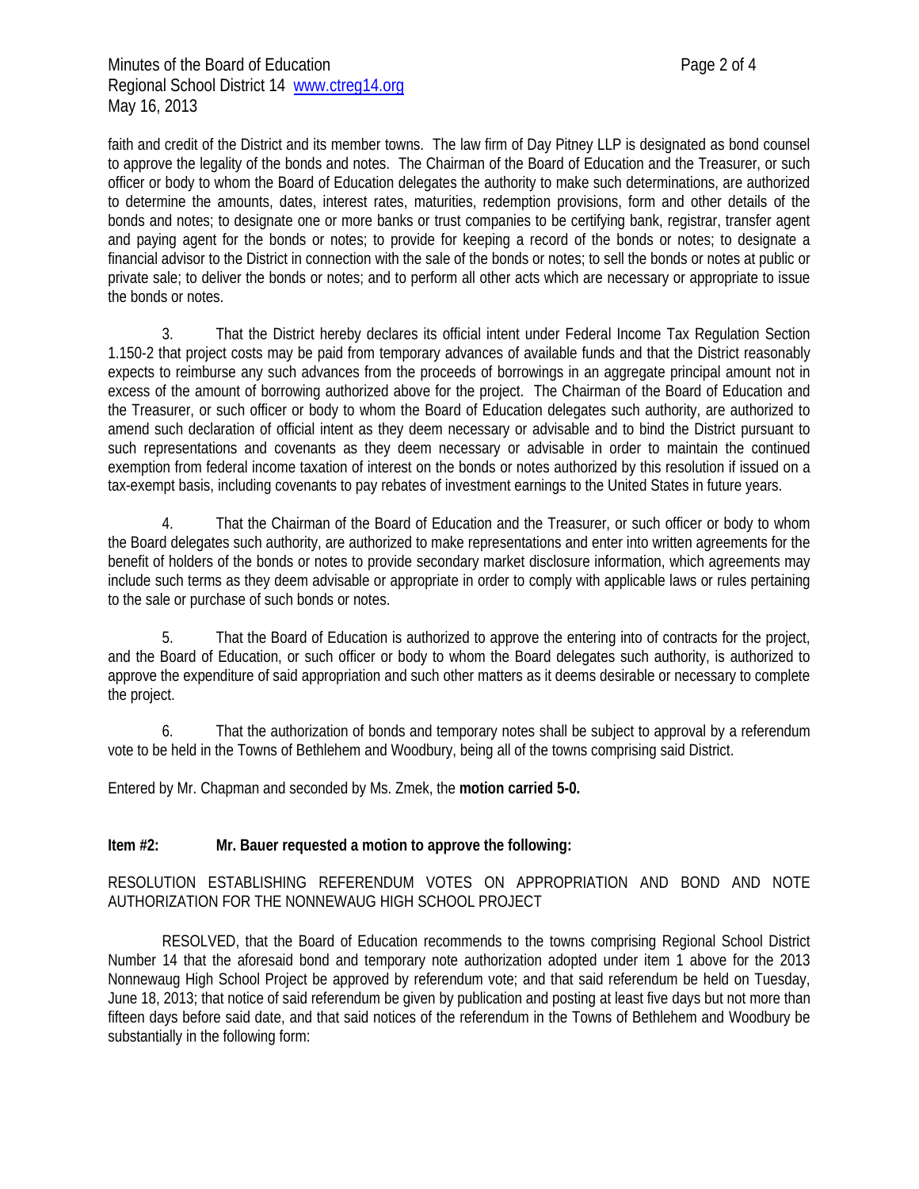faith and credit of the District and its member towns. The law firm of Day Pitney LLP is designated as bond counsel to approve the legality of the bonds and notes. The Chairman of the Board of Education and the Treasurer, or such officer or body to whom the Board of Education delegates the authority to make such determinations, are authorized to determine the amounts, dates, interest rates, maturities, redemption provisions, form and other details of the bonds and notes; to designate one or more banks or trust companies to be certifying bank, registrar, transfer agent and paying agent for the bonds or notes; to provide for keeping a record of the bonds or notes; to designate a financial advisor to the District in connection with the sale of the bonds or notes; to sell the bonds or notes at public or private sale; to deliver the bonds or notes; and to perform all other acts which are necessary or appropriate to issue the bonds or notes.

3. That the District hereby declares its official intent under Federal Income Tax Regulation Section 1.150-2 that project costs may be paid from temporary advances of available funds and that the District reasonably expects to reimburse any such advances from the proceeds of borrowings in an aggregate principal amount not in excess of the amount of borrowing authorized above for the project. The Chairman of the Board of Education and the Treasurer, or such officer or body to whom the Board of Education delegates such authority, are authorized to amend such declaration of official intent as they deem necessary or advisable and to bind the District pursuant to such representations and covenants as they deem necessary or advisable in order to maintain the continued exemption from federal income taxation of interest on the bonds or notes authorized by this resolution if issued on a tax-exempt basis, including covenants to pay rebates of investment earnings to the United States in future years.

4. That the Chairman of the Board of Education and the Treasurer, or such officer or body to whom the Board delegates such authority, are authorized to make representations and enter into written agreements for the benefit of holders of the bonds or notes to provide secondary market disclosure information, which agreements may include such terms as they deem advisable or appropriate in order to comply with applicable laws or rules pertaining to the sale or purchase of such bonds or notes.

5. That the Board of Education is authorized to approve the entering into of contracts for the project, and the Board of Education, or such officer or body to whom the Board delegates such authority, is authorized to approve the expenditure of said appropriation and such other matters as it deems desirable or necessary to complete the project.

6. That the authorization of bonds and temporary notes shall be subject to approval by a referendum vote to be held in the Towns of Bethlehem and Woodbury, being all of the towns comprising said District.

Entered by Mr. Chapman and seconded by Ms. Zmek, the **motion carried 5-0.**

**Item #2: Mr. Bauer requested a motion to approve the following:**

RESOLUTION ESTABLISHING REFERENDUM VOTES ON APPROPRIATION AND BOND AND NOTE AUTHORIZATION FOR THE NONNEWAUG HIGH SCHOOL PROJECT

RESOLVED, that the Board of Education recommends to the towns comprising Regional School District Number 14 that the aforesaid bond and temporary note authorization adopted under item 1 above for the 2013 Nonnewaug High School Project be approved by referendum vote; and that said referendum be held on Tuesday, June 18, 2013; that notice of said referendum be given by publication and posting at least five days but not more than fifteen days before said date, and that said notices of the referendum in the Towns of Bethlehem and Woodbury be substantially in the following form: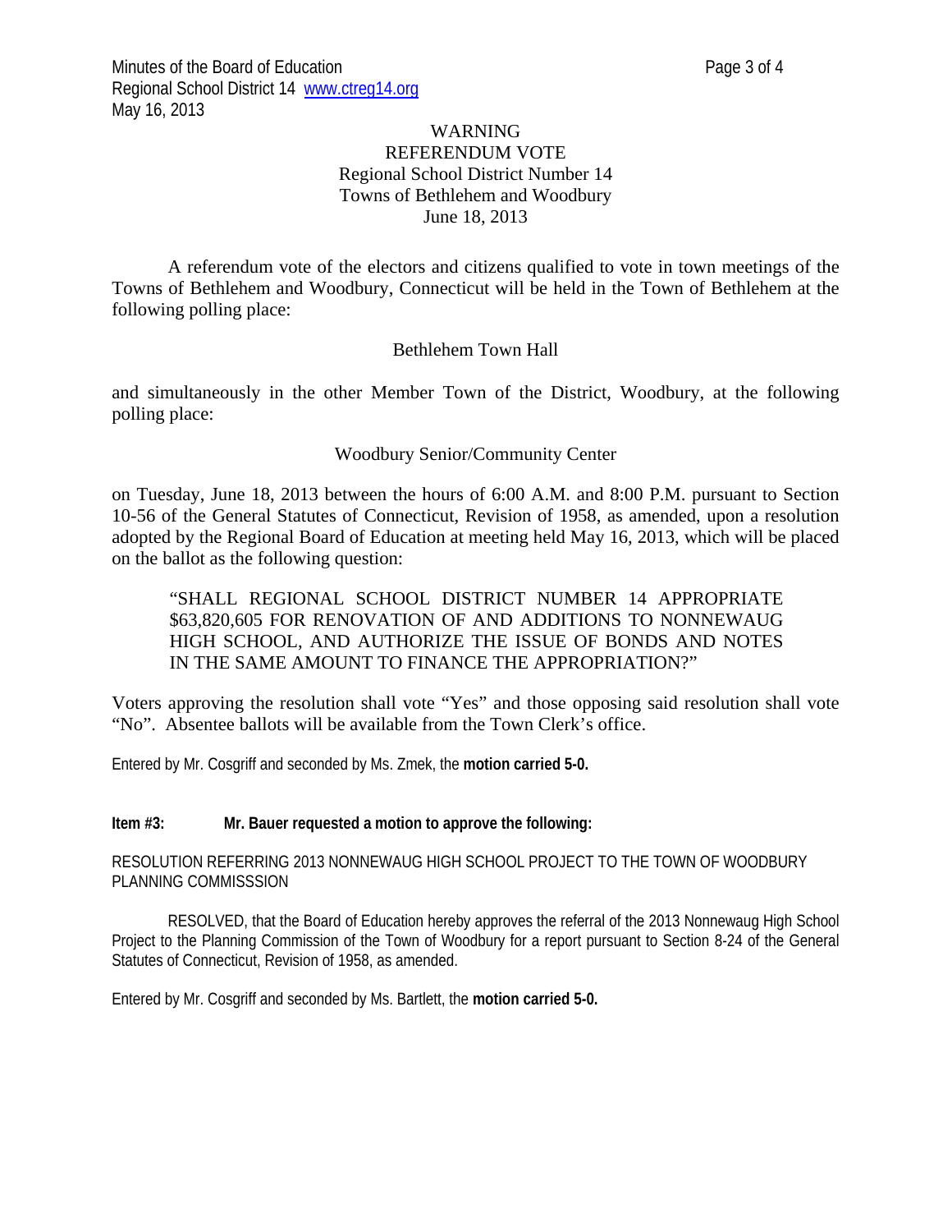WARNING
REFERENDUM VOTE
Regional School District Number 14
Towns of Bethlehem and Woodbury
June 18, 2013

A referendum vote of the electors and citizens qualified to vote in town meetings of the Towns of Bethlehem and Woodbury, Connecticut will be held in the Town of Bethlehem at the following polling place:

Bethlehem Town Hall

and simultaneously in the other Member Town of the District, Woodbury, at the following polling place:

Woodbury Senior/Community Center

on Tuesday, June 18, 2013 between the hours of 6:00 A.M. and 8:00 P.M. pursuant to Section 10-56 of the General Statutes of Connecticut, Revision of 1958, as amended, upon a resolution adopted by the Regional Board of Education at meeting held May 16, 2013, which will be placed on the ballot as the following question:

> "SHALL REGIONAL SCHOOL DISTRICT NUMBER 14 APPROPRIATE $63,820,605 FOR RENOVATION OF AND ADDITIONS TO NONNEWAUG HIGH SCHOOL, AND AUTHORIZE THE ISSUE OF BONDS AND NOTES IN THE SAME AMOUNT TO FINANCE THE APPROPRIATION?"

Voters approving the resolution shall vote "Yes" and those opposing said resolution shall vote "No". Absentee ballots will be available from the Town Clerk's office.

Entered by Mr. Cosgriff and seconded by Ms. Zmek, the **motion carried 5-0.**

**Item #3: Mr. Bauer requested a motion to approve the following:**

RESOLUTION REFERRING 2013 NONNEWAUG HIGH SCHOOL PROJECT TO THE TOWN OF WOODBURY PLANNING COMMISSSION

RESOLVED, that the Board of Education hereby approves the referral of the 2013 Nonnewaug High School Project to the Planning Commission of the Town of Woodbury for a report pursuant to Section 8-24 of the General Statutes of Connecticut, Revision of 1958, as amended.

Entered by Mr. Cosgriff and seconded by Ms. Bartlett, the **motion carried 5-0.**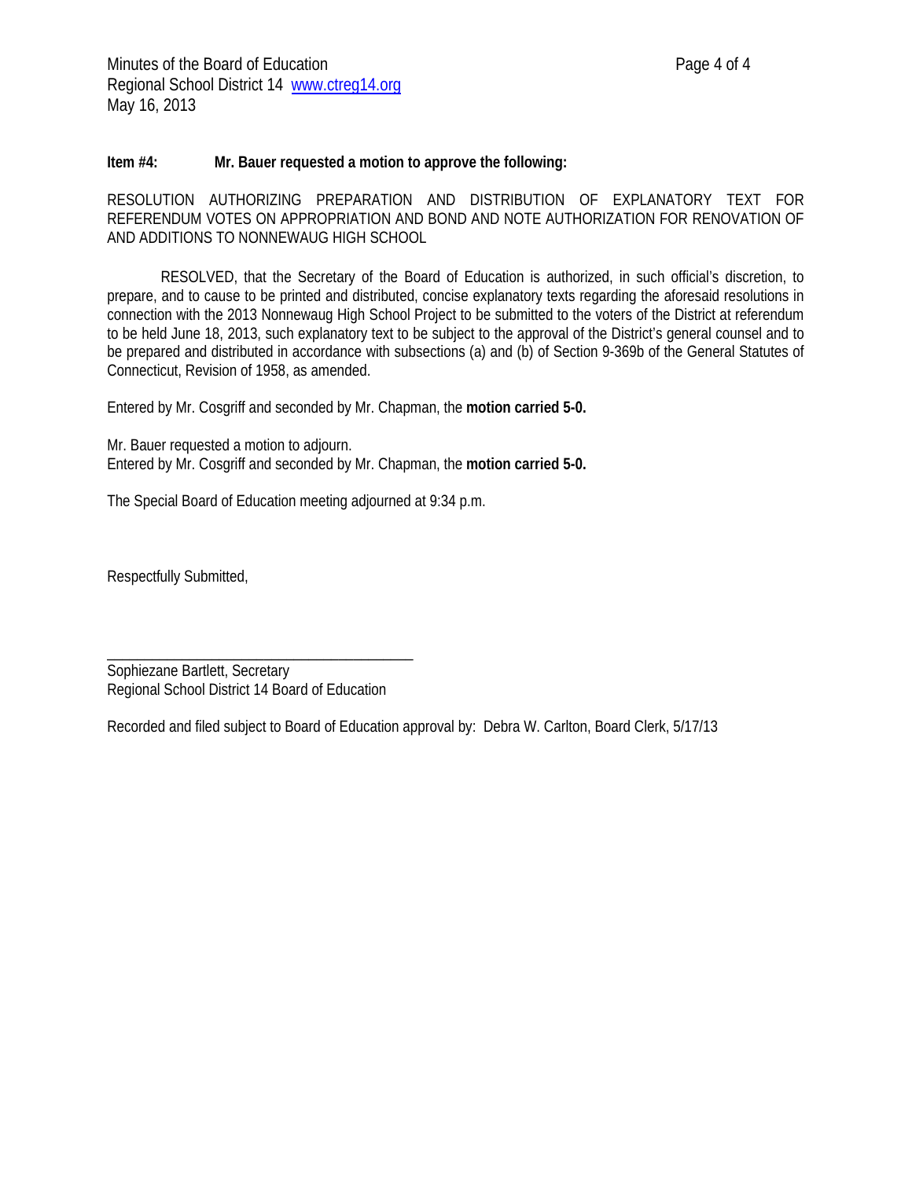**Item #4: Mr. Bauer requested a motion to approve the following:**

RESOLUTION AUTHORIZING PREPARATION AND DISTRIBUTION OF EXPLANATORY TEXT FOR REFERENDUM VOTES ON APPROPRIATION AND BOND AND NOTE AUTHORIZATION FOR RENOVATION OF AND ADDITIONS TO NONNEWAUG HIGH SCHOOL

RESOLVED, that the Secretary of the Board of Education is authorized, in such official's discretion, to prepare, and to cause to be printed and distributed, concise explanatory texts regarding the aforesaid resolutions in connection with the 2013 Nonnewaug High School Project to be submitted to the voters of the District at referendum to be held June 18, 2013, such explanatory text to be subject to the approval of the District's general counsel and to be prepared and distributed in accordance with subsections (a) and (b) of Section 9-369b of the General Statutes of Connecticut, Revision of 1958, as amended.

Entered by Mr. Cosgriff and seconded by Mr. Chapman, the **motion carried 5-0.**

Mr. Bauer requested a motion to adjourn.
Entered by Mr. Cosgriff and seconded by Mr. Chapman, the **motion carried 5-0.**

The Special Board of Education meeting adjourned at 9:34 p.m.

Respectfully Submitted,

\_\_\_\_\_\_\_\_\_\_\_\_\_\_\_\_\_\_\_\_\_\_\_\_\_\_\_\_\_\_\_\_\_\_\_\_\_\_\_\_

Sophiezane Bartlett, Secretary
Regional School District 14 Board of Education

Recorded and filed subject to Board of Education approval by: Debra W. Carlton, Board Clerk, 5/17/13